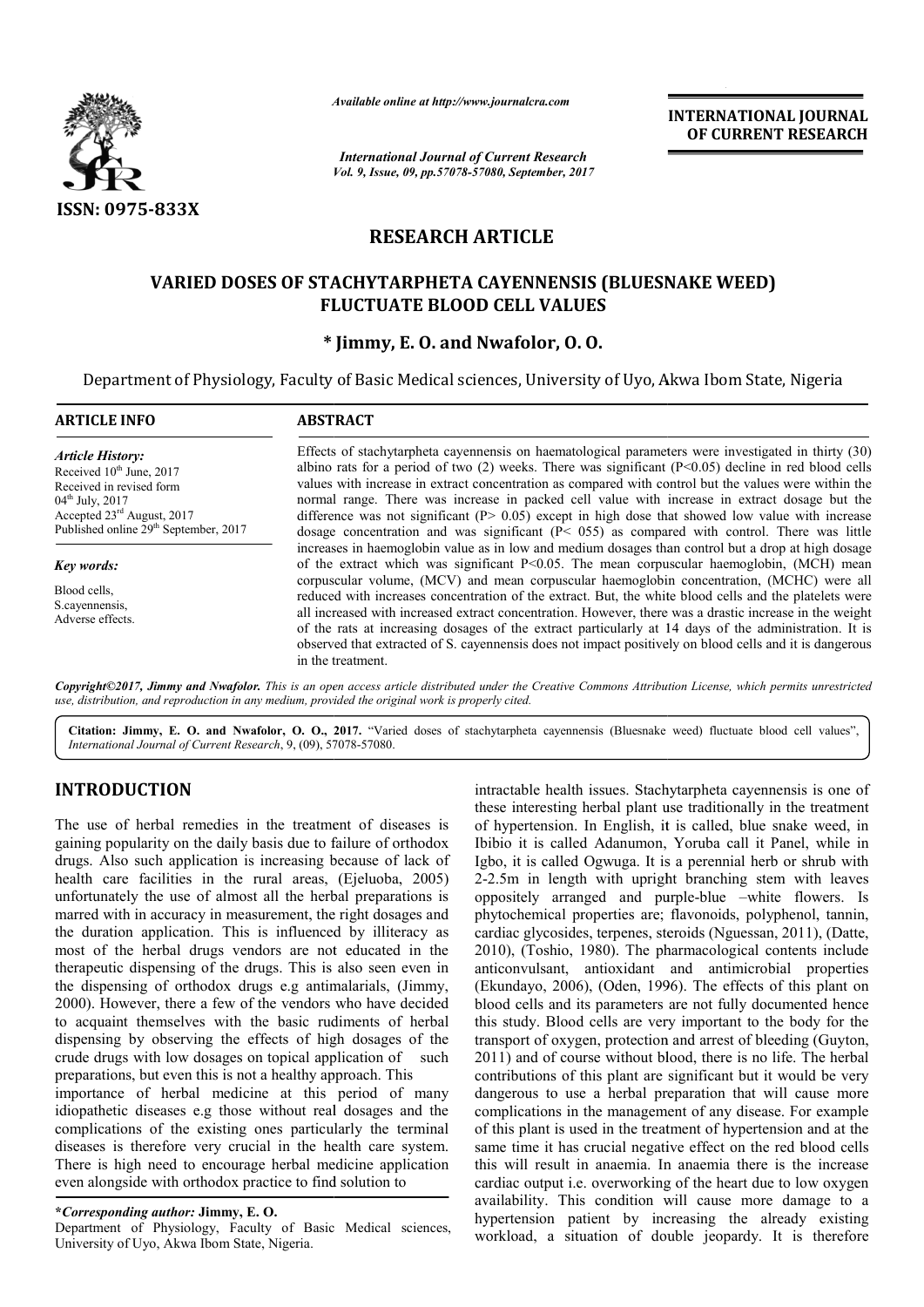*Available online at http://www.journalcra.com*

*International Journal of Current Research*
*Vol. 9, Issue, 09, pp.57078-57080, September, 2017*

**INTERNATIONAL JOURNAL OF CURRENT RESEARCH**

ISSN: 0975-833X

# RESEARCH ARTICLE

## VARIED DOSES OF STACHYTARPHETA CAYENNENSIS (BLUESNAKE WEED) FLUCTUATE BLOOD CELL VALUES

**\* Jimmy, E. O. and Nwafolor, O. O.**

Department of Physiology, Faculty of Basic Medical sciences, University of Uyo, Akwa Ibom State, Nigeria

### ARTICLE INFO

*Article History:*
Received 10th June, 2017
Received in revised form
04th July, 2017
Accepted 23rd August, 2017
Published online 29th September, 2017

*Key words:*

Blood cells,
S.cayennensis,
Adverse effects.

### ABSTRACT

Effects of stachytarpheta cayennensis on haematological parameters were investigated in thirty (30) albino rats for a period of two (2) weeks. There was significant ($P<0.05$) decline in red blood cells values with increase in extract concentration as compared with control but the values were within the normal range. There was increase in packed cell value with increase in extract dosage but the difference was not significant ($P> 0.05$) except in high dose that showed low value with increase dosage concentration and was significant ($P< 055$) as compared with control. There was little increases in haemoglobin value as in low and medium dosages than control but a drop at high dosage of the extract which was significant $P<0.05$. The mean corpuscular haemoglobin, (MCH) mean corpuscular volume, (MCV) and mean corpuscular haemoglobin concentration, (MCHC) were all reduced with increases concentration of the extract. But, the white blood cells and the platelets were all increased with increased extract concentration. However, there was a drastic increase in the weight of the rats at increasing dosages of the extract particularly at 14 days of the administration. It is observed that extracted of S. cayennensis does not impact positively on blood cells and it is dangerous in the treatment.

*Copyright©2017, Jimmy and Nwafolor. This is an open access article distributed under the Creative Commons Attribution License, which permits unrestricted use, distribution, and reproduction in any medium, provided the original work is properly cited.*

**Citation: Jimmy, E. O. and Nwafolor, O. O., 2017.** "Varied doses of stachytarpheta cayennensis (Bluesnake weed) fluctuate blood cell values", *International Journal of Current Research*, 9, (09), 57078-57080.

## INTRODUCTION

The use of herbal remedies in the treatment of diseases is gaining popularity on the daily basis due to failure of orthodox drugs. Also such application is increasing because of lack of health care facilities in the rural areas, (Ejeluoba, 2005) unfortunately the use of almost all the herbal preparations is marred with in accuracy in measurement, the right dosages and the duration application. This is influenced by illiteracy as most of the herbal drugs vendors are not educated in the therapeutic dispensing of the drugs. This is also seen even in the dispensing of orthodox drugs e.g antimalarials, (Jimmy, 2000). However, there a few of the vendors who have decided to acquaint themselves with the basic rudiments of herbal dispensing by observing the effects of high dosages of the crude drugs with low dosages on topical application of such preparations, but even this is not a healthy approach. This importance of herbal medicine at this period of many idiopathetic diseases e.g those without real dosages and the complications of the existing ones particularly the terminal diseases is therefore very crucial in the health care system. There is high need to encourage herbal medicine application even alongside with orthodox practice to find solution to intractable health issues. Stachytarpheta cayennensis is one of these interesting herbal plant use traditionally in the treatment of hypertension. In English, it is called, blue snake weed, in Ibibio it is called Adanumon, Yoruba call it Panel, while in Igbo, it is called Ogwuga. It is a perennial herb or shrub with 2-2.5m in length with upright branching stem with leaves oppositely arranged and purple-blue –white flowers. Is phytochemical properties are; flavonoids, polyphenol, tannin, cardiac glycosides, terpenes, steroids (Nguessan, 2011), (Datte, 2010), (Toshio, 1980). The pharmacological contents include anticonvulsant, antioxidant and antimicrobial properties (Ekundayo, 2006), (Oden, 1996). The effects of this plant on blood cells and its parameters are not fully documented hence this study. Blood cells are very important to the body for the transport of oxygen, protection and arrest of bleeding (Guyton, 2011) and of course without blood, there is no life. The herbal contributions of this plant are significant but it would be very dangerous to use a herbal preparation that will cause more complications in the management of any disease. For example of this plant is used in the treatment of hypertension and at the same time it has crucial negative effect on the red blood cells this will result in anaemia. In anaemia there is the increase cardiac output i.e. overworking of the heart due to low oxygen availability. This condition will cause more damage to a hypertension patient by increasing the already existing workload, a situation of double jeopardy. It is therefore

**\*Corresponding author: Jimmy, E. O.**
Department of Physiology, Faculty of Basic Medical sciences, University of Uyo, Akwa Ibom State, Nigeria.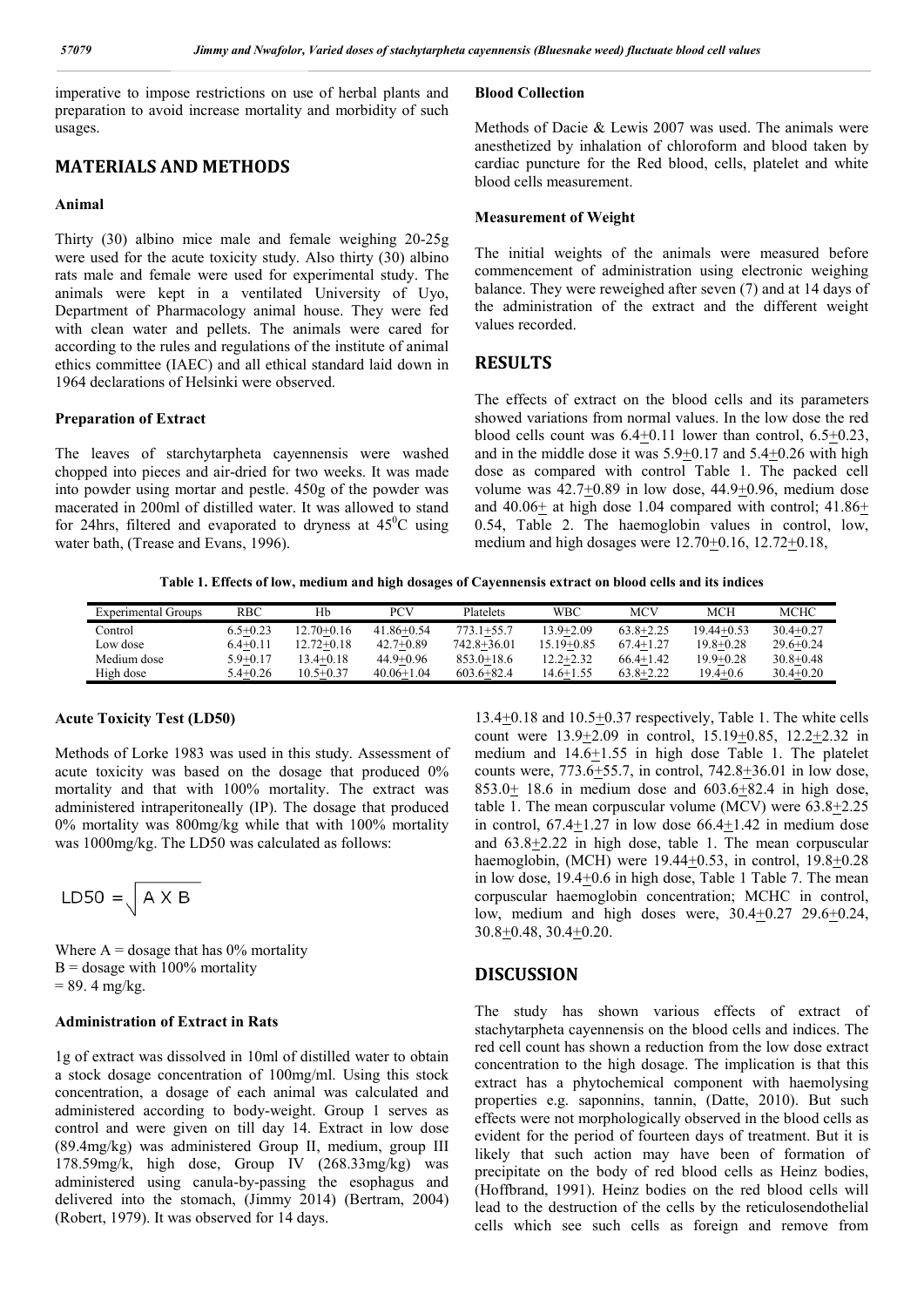imperative to impose restrictions on use of herbal plants and preparation to avoid increase mortality and morbidity of such usages.

## MATERIALS AND METHODS

### Animal

Thirty (30) albino mice male and female weighing 20-25g were used for the acute toxicity study. Also thirty (30) albino rats male and female were used for experimental study. The animals were kept in a ventilated University of Uyo, Department of Pharmacology animal house. They were fed with clean water and pellets. The animals were cared for according to the rules and regulations of the institute of animal ethics committee (IAEC) and all ethical standard laid down in 1964 declarations of Helsinki were observed.

### Preparation of Extract

The leaves of starchytarpheta cayennensis were washed chopped into pieces and air-dried for two weeks. It was made into powder using mortar and pestle. 450g of the powder was macerated in 200ml of distilled water. It was allowed to stand for 24hrs, filtered and evaporated to dryness at $45^0$C using water bath, (Trease and Evans, 1996).

### Acute Toxicity Test (LD50)

Methods of Lorke 1983 was used in this study. Assessment of acute toxicity was based on the dosage that produced 0% mortality and that with 100% mortality. The extract was administered intraperitoneally (IP). The dosage that produced 0% mortality was 800mg/kg while that with 100% mortality was 1000mg/kg. The LD50 was calculated as follows:

$$LD50 = \sqrt{A \times B}$$

Where A = dosage that has 0% mortality
B = dosage with 100% mortality
= 89. 4 mg/kg.

### Administration of Extract in Rats

1g of extract was dissolved in 10ml of distilled water to obtain a stock dosage concentration of 100mg/ml. Using this stock concentration, a dosage of each animal was calculated and administered according to body-weight. Group 1 serves as control and were given on till day 14. Extract in low dose (89.4mg/kg) was administered Group II, medium, group III 178.59mg/k, high dose, Group IV (268.33mg/kg) was administered using canula-by-passing the esophagus and delivered into the stomach, (Jimmy 2014) (Bertram, 2004) (Robert, 1979). It was observed for 14 days.

### Blood Collection

Methods of Dacie & Lewis 2007 was used. The animals were anesthetized by inhalation of chloroform and blood taken by cardiac puncture for the Red blood, cells, platelet and white blood cells measurement.

### Measurement of Weight

The initial weights of the animals were measured before commencement of administration using electronic weighing balance. They were reweighed after seven (7) and at 14 days of the administration of the extract and the different weight values recorded.

## RESULTS

The effects of extract on the blood cells and its parameters showed variations from normal values. In the low dose the red blood cells count was 6.4±0.11 lower than control, 6.5±0.23, and in the middle dose it was 5.9±0.17 and 5.4±0.26 with high dose as compared with control Table 1. The packed cell volume was 42.7±0.89 in low dose, 44.9±0.96, medium dose and 40.06± at high dose 1.04 compared with control; 41.86± 0.54, Table 2. The haemoglobin values in control, low, medium and high dosages were 12.70±0.16, 12.72±0.18, 13.4±0.18 and 10.5±0.37 respectively, Table 1. The white cells count were 13.9±2.09 in control, 15.19±0.85, 12.2±2.32 in medium and 14.6±1.55 in high dose Table 1. The platelet counts were, 773.6±55.7, in control, 742.8±36.01 in low dose, 853.0± 18.6 in medium dose and 603.6±82.4 in high dose, table 1. The mean corpuscular volume (MCV) were 63.8±2.25 in control, 67.4±1.27 in low dose 66.4±1.42 in medium dose and 63.8±2.22 in high dose, table 1. The mean corpuscular haemoglobin, (MCH) were 19.44±0.53, in control, 19.8±0.28 in low dose, 19.4±0.6 in high dose, Table 1 Table 7. The mean corpuscular haemoglobin concentration; MCHC in control, low, medium and high doses were, 30.4±0.27 29.6±0.24, 30.8±0.48, 30.4±0.20.

**Table 1. Effects of low, medium and high dosages of Cayennensis extract on blood cells and its indices**

| Experimental Groups | RBC | Hb | PCV | Platelets | WBC | MCV | MCH | MCHC |
|---|---|---|---|---|---|---|---|---|
| Control | 6.5±0.23 | 12.70±0.16 | 41.86±0.54 | 773.1±55.7 | 13.9±2.09 | 63.8±2.25 | 19.44±0.53 | 30.4±0.27 |
| Low dose | 6.4±0.11 | 12.72±0.18 | 42.7±0.89 | 742.8±36.01 | 15.19±0.85 | 67.4±1.27 | 19.8±0.28 | 29.6±0.24 |
| Medium dose | 5.9±0.17 | 13.4±0.18 | 44.9±0.96 | 853.0±18.6 | 12.2±2.32 | 66.4±1.42 | 19.9±0.28 | 30.8±0.48 |
| High dose | 5.4±0.26 | 10.5±0.37 | 40.06±1.04 | 603.6±82.4 | 14.6±1.55 | 63.8±2.22 | 19.4±0.6 | 30.4±0.20 |

## DISCUSSION

The study has shown various effects of extract of stachytarpheta cayennensis on the blood cells and indices. The red cell count has shown a reduction from the low dose extract concentration to the high dosage. The implication is that this extract has a phytochemical component with haemolysing properties e.g. saponnins, tannin, (Datte, 2010). But such effects were not morphologically observed in the blood cells as evident for the period of fourteen days of treatment. But it is likely that such action may have been of formation of precipitate on the body of red blood cells as Heinz bodies, (Hoffbrand, 1991). Heinz bodies on the red blood cells will lead to the destruction of the cells by the reticulosendothelial cells which see such cells as foreign and remove from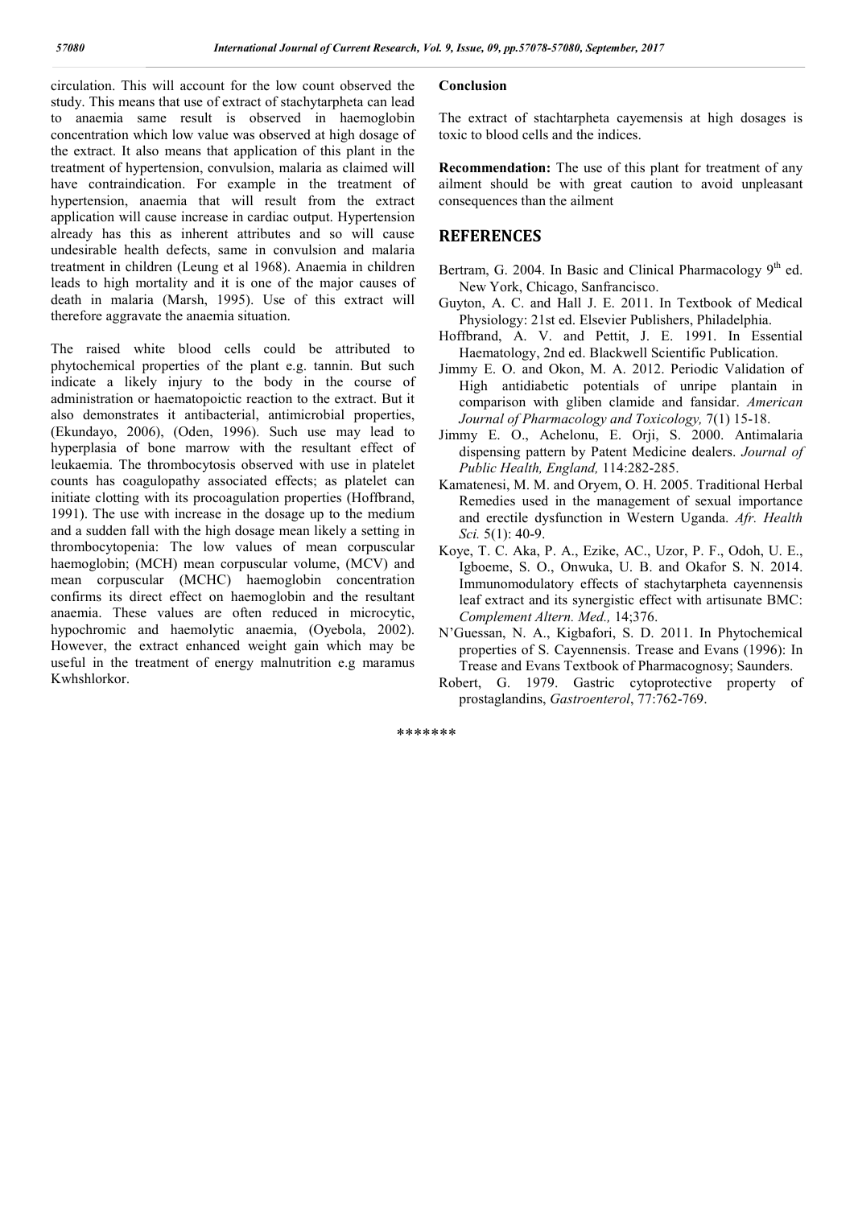circulation. This will account for the low count observed the study. This means that use of extract of stachytarpheta can lead to anaemia same result is observed in haemoglobin concentration which low value was observed at high dosage of the extract. It also means that application of this plant in the treatment of hypertension, convulsion, malaria as claimed will have contraindication. For example in the treatment of hypertension, anaemia that will result from the extract application will cause increase in cardiac output. Hypertension already has this as inherent attributes and so will cause undesirable health defects, same in convulsion and malaria treatment in children (Leung et al 1968). Anaemia in children leads to high mortality and it is one of the major causes of death in malaria (Marsh, 1995). Use of this extract will therefore aggravate the anaemia situation.

The raised white blood cells could be attributed to phytochemical properties of the plant e.g. tannin. But such indicate a likely injury to the body in the course of administration or haematopoictic reaction to the extract. But it also demonstrates it antibacterial, antimicrobial properties, (Ekundayo, 2006), (Oden, 1996). Such use may lead to hyperplasia of bone marrow with the resultant effect of leukaemia. The thrombocytosis observed with use in platelet counts has coagulopathy associated effects; as platelet can initiate clotting with its procoagulation properties (Hoffbrand, 1991). The use with increase in the dosage up to the medium and a sudden fall with the high dosage mean likely a setting in thrombocytopenia: The low values of mean corpuscular haemoglobin; (MCH) mean corpuscular volume, (MCV) and mean corpuscular (MCHC) haemoglobin concentration confirms its direct effect on haemoglobin and the resultant anaemia. These values are often reduced in microcytic, hypochromic and haemolytic anaemia, (Oyebola, 2002). However, the extract enhanced weight gain which may be useful in the treatment of energy malnutrition e.g maramus Kwhshlorkor.

**Conclusion**

The extract of stachtarpheta cayemensis at high dosages is toxic to blood cells and the indices.

**Recommendation:** The use of this plant for treatment of any ailment should be with great caution to avoid unpleasant consequences than the ailment

## REFERENCES

Bertram, G. 2004. In Basic and Clinical Pharmacology 9th ed. New York, Chicago, Sanfrancisco.

Guyton, A. C. and Hall J. E. 2011. In Textbook of Medical Physiology: 21st ed. Elsevier Publishers, Philadelphia.

Hoffbrand, A. V. and Pettit, J. E. 1991. In Essential Haematology, 2nd ed. Blackwell Scientific Publication.

Jimmy E. O. and Okon, M. A. 2012. Periodic Validation of High antidiabetic potentials of unripe plantain in comparison with gliben clamide and fansidar. *American Journal of Pharmacology and Toxicology,* 7(1) 15-18.

Jimmy E. O., Achelonu, E. Orji, S. 2000. Antimalaria dispensing pattern by Patent Medicine dealers. *Journal of Public Health, England,* 114:282-285.

Kamatenesi, M. M. and Oryem, O. H. 2005. Traditional Herbal Remedies used in the management of sexual importance and erectile dysfunction in Western Uganda. *Afr. Health Sci.* 5(1): 40-9.

Koye, T. C. Aka, P. A., Ezike, AC., Uzor, P. F., Odoh, U. E., Igboeme, S. O., Onwuka, U. B. and Okafor S. N. 2014. Immunomodulatory effects of stachytarpheta cayennensis leaf extract and its synergistic effect with artisunate BMC: *Complement Altern. Med.,* 14;376.

N'Guessan, N. A., Kigbafori, S. D. 2011. In Phytochemical properties of S. Cayennensis. Trease and Evans (1996): In Trease and Evans Textbook of Pharmacognosy; Saunders.

Robert, G. 1979. Gastric cytoprotective property of prostaglandins, *Gastroenterol*, 77:762-769.

\*\*\*\*\*\*\*